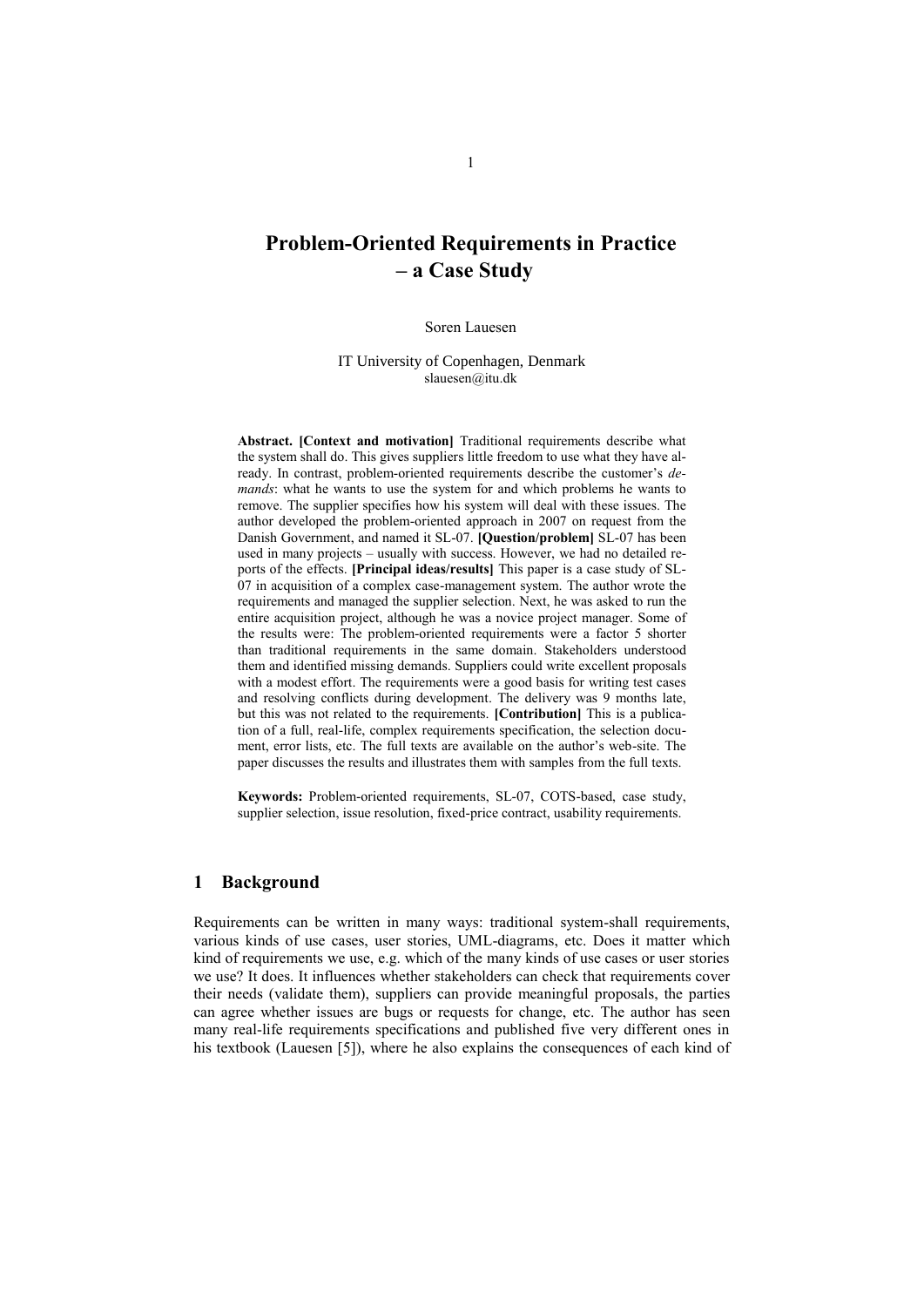# Problem-Oriented Requirements in Practice – a Case Study

Soren Lauesen

IT University of Copenhagen, Denmark
slauesen@itu.dk

**Abstract. [Context and motivation]** Traditional requirements describe what the system shall do. This gives suppliers little freedom to use what they have already. In contrast, problem-oriented requirements describe the customer's *demands*: what he wants to use the system for and which problems he wants to remove. The supplier specifies how his system will deal with these issues. The author developed the problem-oriented approach in 2007 on request from the Danish Government, and named it SL-07. **[Question/problem]** SL-07 has been used in many projects – usually with success. However, we had no detailed reports of the effects. **[Principal ideas/results]** This paper is a case study of SL-07 in acquisition of a complex case-management system. The author wrote the requirements and managed the supplier selection. Next, he was asked to run the entire acquisition project, although he was a novice project manager. Some of the results were: The problem-oriented requirements were a factor 5 shorter than traditional requirements in the same domain. Stakeholders understood them and identified missing demands. Suppliers could write excellent proposals with a modest effort. The requirements were a good basis for writing test cases and resolving conflicts during development. The delivery was 9 months late, but this was not related to the requirements. **[Contribution]** This is a publication of a full, real-life, complex requirements specification, the selection document, error lists, etc. The full texts are available on the author's web-site. The paper discusses the results and illustrates them with samples from the full texts.

**Keywords:** Problem-oriented requirements, SL-07, COTS-based, case study, supplier selection, issue resolution, fixed-price contract, usability requirements.

## 1 Background

Requirements can be written in many ways: traditional system-shall requirements, various kinds of use cases, user stories, UML-diagrams, etc. Does it matter which kind of requirements we use, e.g. which of the many kinds of use cases or user stories we use? It does. It influences whether stakeholders can check that requirements cover their needs (validate them), suppliers can provide meaningful proposals, the parties can agree whether issues are bugs or requests for change, etc. The author has seen many real-life requirements specifications and published five very different ones in his textbook (Lauesen [5]), where he also explains the consequences of each kind of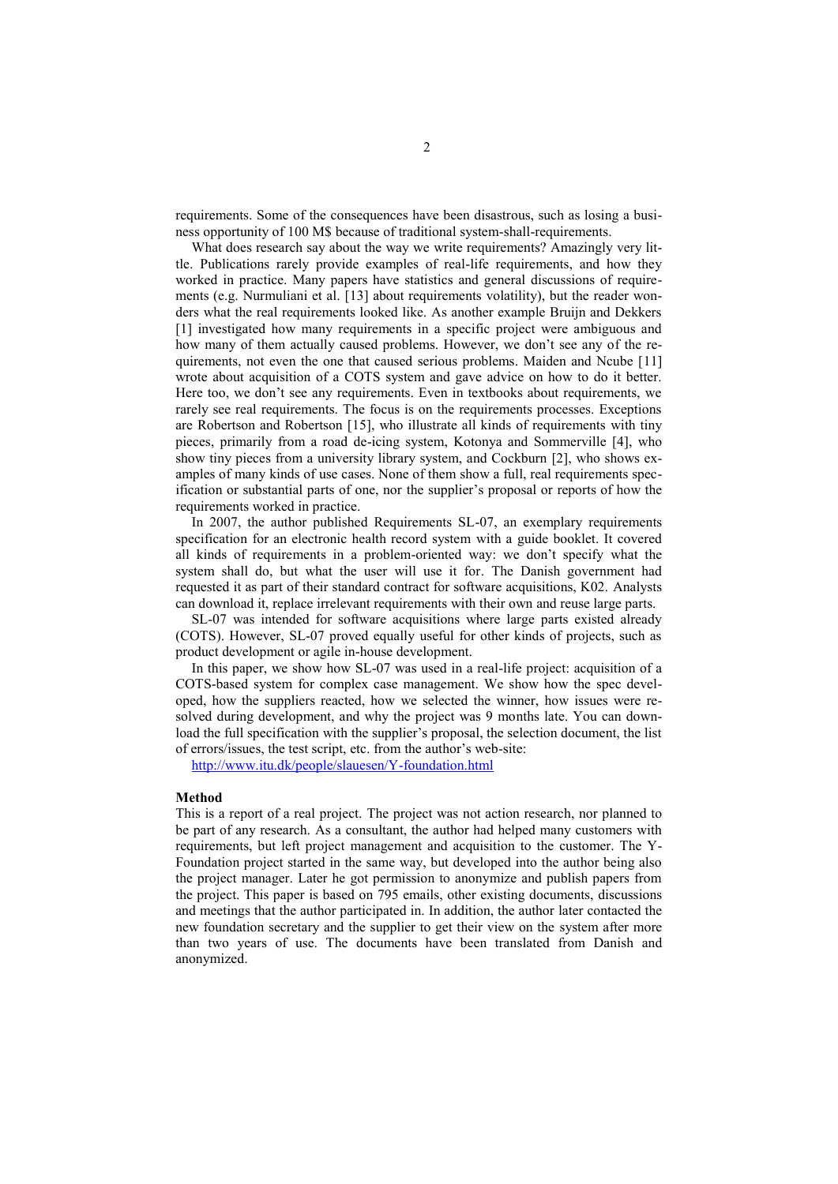requirements. Some of the consequences have been disastrous, such as losing a business opportunity of 100 M$ because of traditional system-shall-requirements.

What does research say about the way we write requirements? Amazingly very little. Publications rarely provide examples of real-life requirements, and how they worked in practice. Many papers have statistics and general discussions of requirements (e.g. Nurmuliani et al. [13] about requirements volatility), but the reader wonders what the real requirements looked like. As another example Bruijn and Dekkers [1] investigated how many requirements in a specific project were ambiguous and how many of them actually caused problems. However, we don't see any of the requirements, not even the one that caused serious problems. Maiden and Ncube [11] wrote about acquisition of a COTS system and gave advice on how to do it better. Here too, we don't see any requirements. Even in textbooks about requirements, we rarely see real requirements. The focus is on the requirements processes. Exceptions are Robertson and Robertson [15], who illustrate all kinds of requirements with tiny pieces, primarily from a road de-icing system, Kotonya and Sommerville [4], who show tiny pieces from a university library system, and Cockburn [2], who shows examples of many kinds of use cases. None of them show a full, real requirements specification or substantial parts of one, nor the supplier's proposal or reports of how the requirements worked in practice.

In 2007, the author published Requirements SL-07, an exemplary requirements specification for an electronic health record system with a guide booklet. It covered all kinds of requirements in a problem-oriented way: we don't specify what the system shall do, but what the user will use it for. The Danish government had requested it as part of their standard contract for software acquisitions, K02. Analysts can download it, replace irrelevant requirements with their own and reuse large parts.

SL-07 was intended for software acquisitions where large parts existed already (COTS). However, SL-07 proved equally useful for other kinds of projects, such as product development or agile in-house development.

In this paper, we show how SL-07 was used in a real-life project: acquisition of a COTS-based system for complex case management. We show how the spec developed, how the suppliers reacted, how we selected the winner, how issues were resolved during development, and why the project was 9 months late. You can download the full specification with the supplier's proposal, the selection document, the list of errors/issues, the test script, etc. from the author's web-site:

http://www.itu.dk/people/slauesen/Y-foundation.html

**Method**

This is a report of a real project. The project was not action research, nor planned to be part of any research. As a consultant, the author had helped many customers with requirements, but left project management and acquisition to the customer. The Y-Foundation project started in the same way, but developed into the author being also the project manager. Later he got permission to anonymize and publish papers from the project. This paper is based on 795 emails, other existing documents, discussions and meetings that the author participated in. In addition, the author later contacted the new foundation secretary and the supplier to get their view on the system after more than two years of use. The documents have been translated from Danish and anonymized.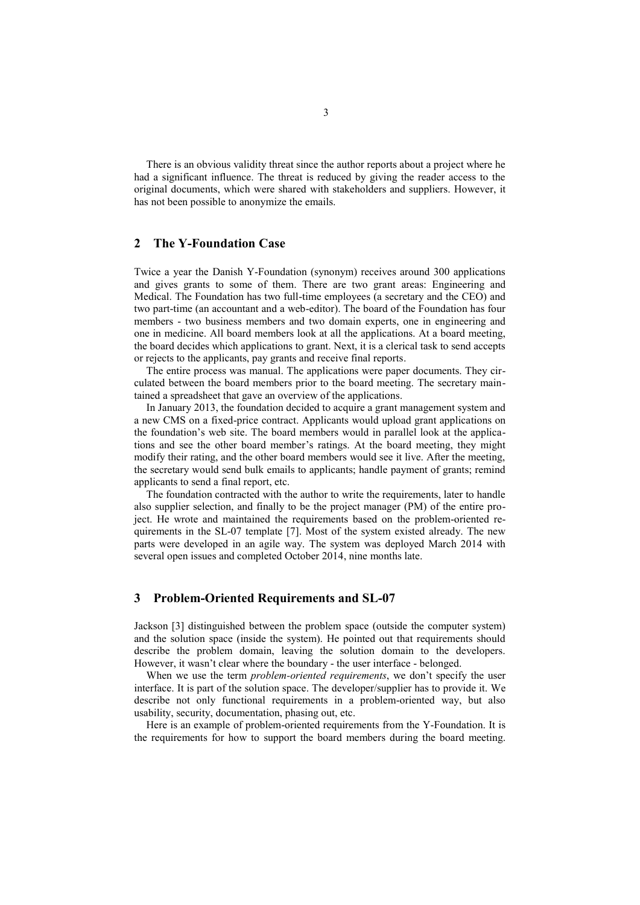There is an obvious validity threat since the author reports about a project where he had a significant influence. The threat is reduced by giving the reader access to the original documents, which were shared with stakeholders and suppliers. However, it has not been possible to anonymize the emails.

## 2 The Y-Foundation Case

Twice a year the Danish Y-Foundation (synonym) receives around 300 applications and gives grants to some of them. There are two grant areas: Engineering and Medical. The Foundation has two full-time employees (a secretary and the CEO) and two part-time (an accountant and a web-editor). The board of the Foundation has four members - two business members and two domain experts, one in engineering and one in medicine. All board members look at all the applications. At a board meeting, the board decides which applications to grant. Next, it is a clerical task to send accepts or rejects to the applicants, pay grants and receive final reports.

The entire process was manual. The applications were paper documents. They circulated between the board members prior to the board meeting. The secretary maintained a spreadsheet that gave an overview of the applications.

In January 2013, the foundation decided to acquire a grant management system and a new CMS on a fixed-price contract. Applicants would upload grant applications on the foundation's web site. The board members would in parallel look at the applications and see the other board member's ratings. At the board meeting, they might modify their rating, and the other board members would see it live. After the meeting, the secretary would send bulk emails to applicants; handle payment of grants; remind applicants to send a final report, etc.

The foundation contracted with the author to write the requirements, later to handle also supplier selection, and finally to be the project manager (PM) of the entire project. He wrote and maintained the requirements based on the problem-oriented requirements in the SL-07 template [7]. Most of the system existed already. The new parts were developed in an agile way. The system was deployed March 2014 with several open issues and completed October 2014, nine months late.

## 3 Problem-Oriented Requirements and SL-07

Jackson [3] distinguished between the problem space (outside the computer system) and the solution space (inside the system). He pointed out that requirements should describe the problem domain, leaving the solution domain to the developers. However, it wasn't clear where the boundary - the user interface - belonged.

When we use the term *problem-oriented requirements*, we don't specify the user interface. It is part of the solution space. The developer/supplier has to provide it. We describe not only functional requirements in a problem-oriented way, but also usability, security, documentation, phasing out, etc.

Here is an example of problem-oriented requirements from the Y-Foundation. It is the requirements for how to support the board members during the board meeting.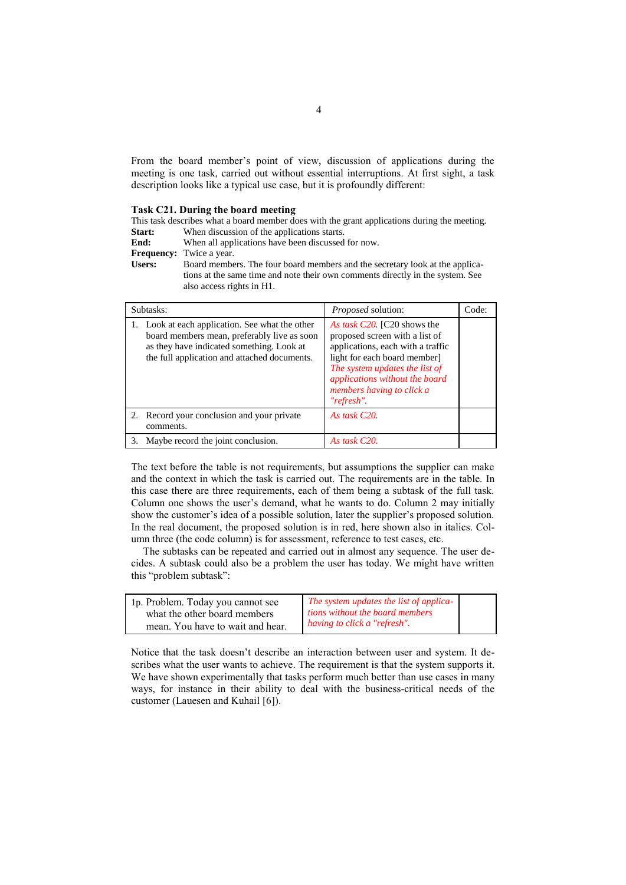From the board member's point of view, discussion of applications during the meeting is one task, carried out without essential interruptions. At first sight, a task description looks like a typical use case, but it is profoundly different:

**Task C21. During the board meeting**

This task describes what a board member does with the grant applications during the meeting.

**Start:** When discussion of the applications starts.
**End:** When all applications have been discussed for now.
**Frequency:** Twice a year.
**Users:** Board members. The four board members and the secretary look at the applications at the same time and note their own comments directly in the system. See also access rights in H1.

| Subtasks: | *Proposed* solution: | Code: |
|---|---|---|
| 1. Look at each application. See what the other board members mean, preferably live as soon as they have indicated something. Look at the full application and attached documents. | *As task C20*. [C20 shows the proposed screen with a list of applications, each with a traffic light for each board member] *The system updates the list of applications without the board members having to click a "refresh".* | |
| 2. Record your conclusion and your private comments. | *As task C20.* | |
| 3. Maybe record the joint conclusion. | *As task C20.* | |

The text before the table is not requirements, but assumptions the supplier can make and the context in which the task is carried out. The requirements are in the table. In this case there are three requirements, each of them being a subtask of the full task. Column one shows the user's demand, what he wants to do. Column 2 may initially show the customer's idea of a possible solution, later the supplier's proposed solution. In the real document, the proposed solution is in red, here shown also in italics. Column three (the code column) is for assessment, reference to test cases, etc.

The subtasks can be repeated and carried out in almost any sequence. The user decides. A subtask could also be a problem the user has today. We might have written this "problem subtask":

| | | |
|---|---|---|
| 1p. Problem. Today you cannot see what the other board members mean. You have to wait and hear. | *The system updates the list of applications without the board members having to click a "refresh".* | |

Notice that the task doesn't describe an interaction between user and system. It describes what the user wants to achieve. The requirement is that the system supports it. We have shown experimentally that tasks perform much better than use cases in many ways, for instance in their ability to deal with the business-critical needs of the customer (Lauesen and Kuhail [6]).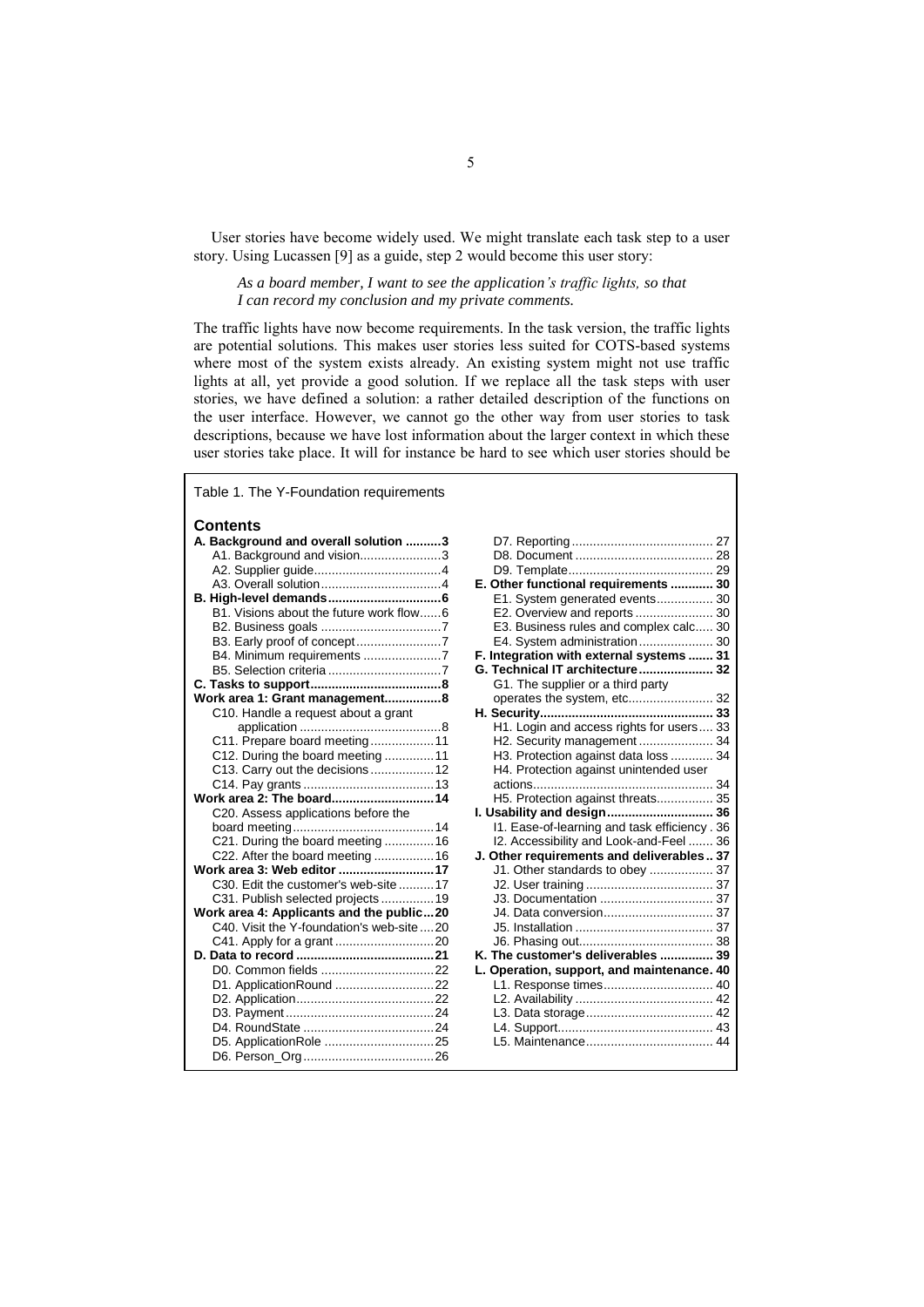User stories have become widely used. We might translate each task step to a user story. Using Lucassen [9] as a guide, step 2 would become this user story:

> *As a board member, I want to see the application's traffic lights, so that I can record my conclusion and my private comments.*

The traffic lights have now become requirements. In the task version, the traffic lights are potential solutions. This makes user stories less suited for COTS-based systems where most of the system exists already. An existing system might not use traffic lights at all, yet provide a good solution. If we replace all the task steps with user stories, we have defined a solution: a rather detailed description of the functions on the user interface. However, we cannot go the other way from user stories to task descriptions, because we have lost information about the larger context in which these user stories take place. It will for instance be hard to see which user stories should be

Table 1. The Y-Foundation requirements

**Contents**

| Section | Page |
|---|---|
| **A. Background and overall solution** | **3** |
| A1. Background and vision | 3 |
| A2. Supplier guide | 4 |
| A3. Overall solution | 4 |
| **B. High-level demands** | **6** |
| B1. Visions about the future work flow | 6 |
| B2. Business goals | 7 |
| B3. Early proof of concept | 7 |
| B4. Minimum requirements | 7 |
| B5. Selection criteria | 7 |
| **C. Tasks to support** | **8** |
| **Work area 1: Grant management** | **8** |
| C10. Handle a request about a grant application | 8 |
| C11. Prepare board meeting | 11 |
| C12. During the board meeting | 11 |
| C13. Carry out the decisions | 12 |
| C14. Pay grants | 13 |
| **Work area 2: The board** | **14** |
| C20. Assess applications before the board meeting | 14 |
| C21. During the board meeting | 16 |
| C22. After the board meeting | 16 |
| **Work area 3: Web editor** | **17** |
| C30. Edit the customer's web-site | 17 |
| C31. Publish selected projects | 19 |
| **Work area 4: Applicants and the public** | **20** |
| C40. Visit the Y-foundation's web-site | 20 |
| C41. Apply for a grant | 20 |
| **D. Data to record** | **21** |
| D0. Common fields | 22 |
| D1. ApplicationRound | 22 |
| D2. Application | 22 |
| D3. Payment | 24 |
| D4. RoundState | 24 |
| D5. ApplicationRole | 25 |
| D6. Person_Org | 26 |
| D7. Reporting | 27 |
| D8. Document | 28 |
| D9. Template | 29 |
| **E. Other functional requirements** | **30** |
| E1. System generated events | 30 |
| E2. Overview and reports | 30 |
| E3. Business rules and complex calc | 30 |
| E4. System administration | 30 |
| **F. Integration with external systems** | **31** |
| **G. Technical IT architecture** | **32** |
| G1. The supplier or a third party operates the system, etc | 32 |
| **H. Security** | **33** |
| H1. Login and access rights for users | 33 |
| H2. Security management | 34 |
| H3. Protection against data loss | 34 |
| H4. Protection against unintended user actions | 34 |
| H5. Protection against threats | 35 |
| **I. Usability and design** | **36** |
| I1. Ease-of-learning and task efficiency | 36 |
| I2. Accessibility and Look-and-Feel | 36 |
| **J. Other requirements and deliverables** | **37** |
| J1. Other standards to obey | 37 |
| J2. User training | 37 |
| J3. Documentation | 37 |
| J4. Data conversion | 37 |
| J5. Installation | 37 |
| J6. Phasing out | 38 |
| **K. The customer's deliverables** | **39** |
| **L. Operation, support, and maintenance.** | **40** |
| L1. Response times | 40 |
| L2. Availability | 42 |
| L3. Data storage | 42 |
| L4. Support | 43 |
| L5. Maintenance | 44 |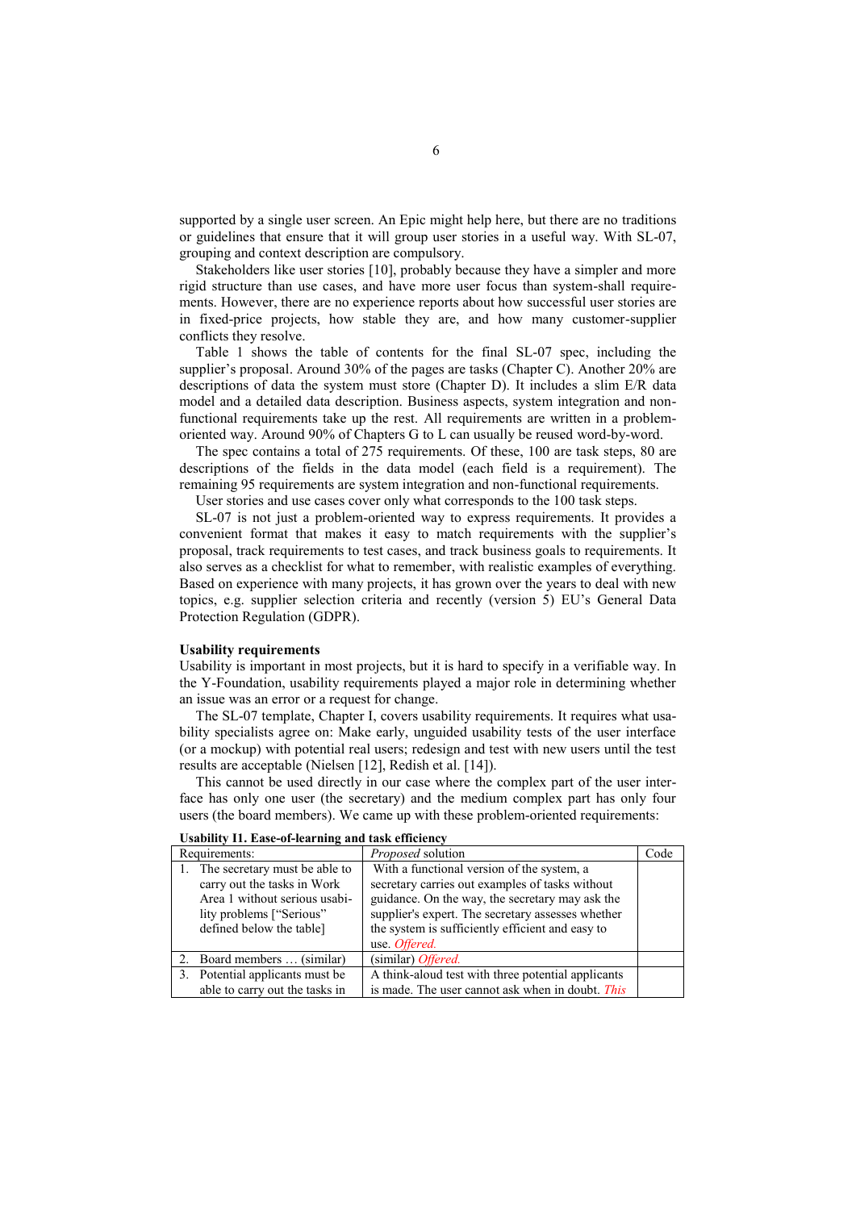supported by a single user screen. An Epic might help here, but there are no traditions or guidelines that ensure that it will group user stories in a useful way. With SL-07, grouping and context description are compulsory.

Stakeholders like user stories [10], probably because they have a simpler and more rigid structure than use cases, and have more user focus than system-shall requirements. However, there are no experience reports about how successful user stories are in fixed-price projects, how stable they are, and how many customer-supplier conflicts they resolve.

Table 1 shows the table of contents for the final SL-07 spec, including the supplier's proposal. Around 30% of the pages are tasks (Chapter C). Another 20% are descriptions of data the system must store (Chapter D). It includes a slim E/R data model and a detailed data description. Business aspects, system integration and non-functional requirements take up the rest. All requirements are written in a problem-oriented way. Around 90% of Chapters G to L can usually be reused word-by-word.

The spec contains a total of 275 requirements. Of these, 100 are task steps, 80 are descriptions of the fields in the data model (each field is a requirement). The remaining 95 requirements are system integration and non-functional requirements.

User stories and use cases cover only what corresponds to the 100 task steps.

SL-07 is not just a problem-oriented way to express requirements. It provides a convenient format that makes it easy to match requirements with the supplier's proposal, track requirements to test cases, and track business goals to requirements. It also serves as a checklist for what to remember, with realistic examples of everything. Based on experience with many projects, it has grown over the years to deal with new topics, e.g. supplier selection criteria and recently (version 5) EU's General Data Protection Regulation (GDPR).

**Usability requirements**

Usability is important in most projects, but it is hard to specify in a verifiable way. In the Y-Foundation, usability requirements played a major role in determining whether an issue was an error or a request for change.

The SL-07 template, Chapter I, covers usability requirements. It requires what usability specialists agree on: Make early, unguided usability tests of the user interface (or a mockup) with potential real users; redesign and test with new users until the test results are acceptable (Nielsen [12], Redish et al. [14]).

This cannot be used directly in our case where the complex part of the user interface has only one user (the secretary) and the medium complex part has only four users (the board members). We came up with these problem-oriented requirements:

**Usability I1. Ease-of-learning and task efficiency**

| Requirements: | *Proposed* solution | Code |
|---|---|---|
| 1. The secretary must be able to carry out the tasks in Work Area 1 without serious usability problems ["Serious" defined below the table] | With a functional version of the system, a secretary carries out examples of tasks without guidance. On the way, the secretary may ask the supplier's expert. The secretary assesses whether the system is sufficiently efficient and easy to use. *Offered.* | |
| 2. Board members … (similar) | (similar) *Offered.* | |
| 3. Potential applicants must be able to carry out the tasks in | A think-aloud test with three potential applicants is made. The user cannot ask when in doubt. *This* | |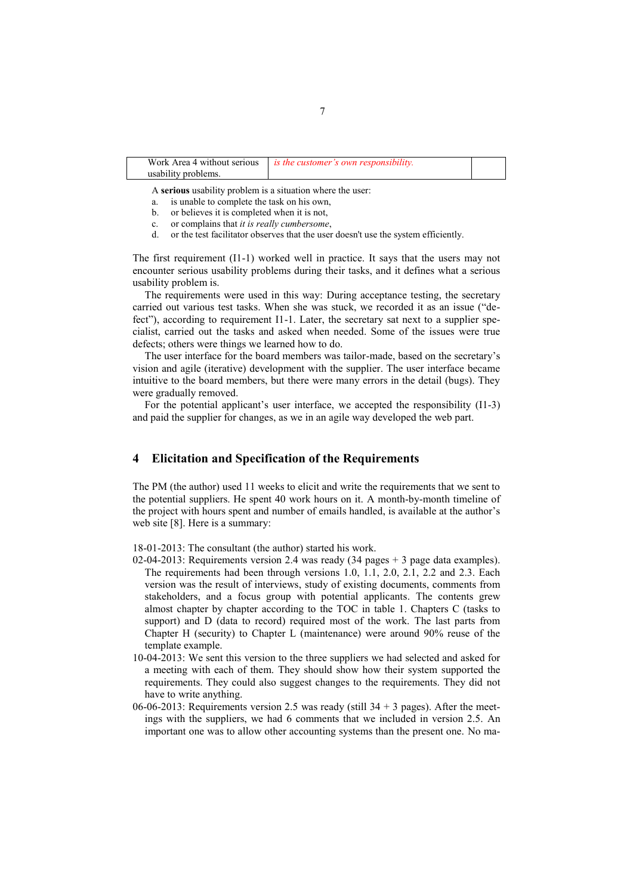| Work Area 4 without serious usability problems. | *is the customer's own responsibility.* | |
|---|---|---|

A **serious** usability problem is a situation where the user:

a. is unable to complete the task on his own,
b. or believes it is completed when it is not,
c. or complains that *it is really cumbersome*,
d. or the test facilitator observes that the user doesn't use the system efficiently.

The first requirement (I1-1) worked well in practice. It says that the users may not encounter serious usability problems during their tasks, and it defines what a serious usability problem is.

The requirements were used in this way: During acceptance testing, the secretary carried out various test tasks. When she was stuck, we recorded it as an issue ("defect"), according to requirement I1-1. Later, the secretary sat next to a supplier specialist, carried out the tasks and asked when needed. Some of the issues were true defects; others were things we learned how to do.

The user interface for the board members was tailor-made, based on the secretary's vision and agile (iterative) development with the supplier. The user interface became intuitive to the board members, but there were many errors in the detail (bugs). They were gradually removed.

For the potential applicant's user interface, we accepted the responsibility (I1-3) and paid the supplier for changes, as we in an agile way developed the web part.

## 4 Elicitation and Specification of the Requirements

The PM (the author) used 11 weeks to elicit and write the requirements that we sent to the potential suppliers. He spent 40 work hours on it. A month-by-month timeline of the project with hours spent and number of emails handled, is available at the author's web site [8]. Here is a summary:

18-01-2013: The consultant (the author) started his work.

02-04-2013: Requirements version 2.4 was ready (34 pages + 3 page data examples). The requirements had been through versions 1.0, 1.1, 2.0, 2.1, 2.2 and 2.3. Each version was the result of interviews, study of existing documents, comments from stakeholders, and a focus group with potential applicants. The contents grew almost chapter by chapter according to the TOC in table 1. Chapters C (tasks to support) and D (data to record) required most of the work. The last parts from Chapter H (security) to Chapter L (maintenance) were around 90% reuse of the template example.

10-04-2013: We sent this version to the three suppliers we had selected and asked for a meeting with each of them. They should show how their system supported the requirements. They could also suggest changes to the requirements. They did not have to write anything.

06-06-2013: Requirements version 2.5 was ready (still 34 + 3 pages). After the meetings with the suppliers, we had 6 comments that we included in version 2.5. An important one was to allow other accounting systems than the present one. No ma-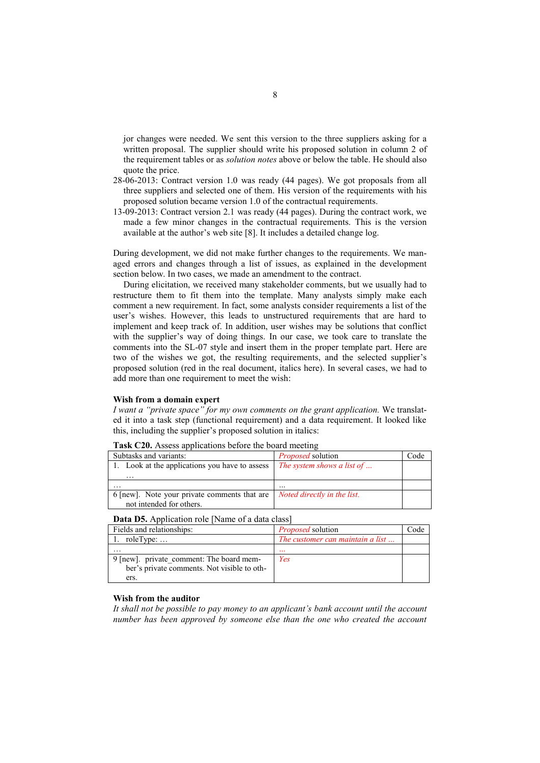jor changes were needed. We sent this version to the three suppliers asking for a written proposal. The supplier should write his proposed solution in column 2 of the requirement tables or as *solution notes* above or below the table. He should also quote the price.

28-06-2013: Contract version 1.0 was ready (44 pages). We got proposals from all three suppliers and selected one of them. His version of the requirements with his proposed solution became version 1.0 of the contractual requirements.

13-09-2013: Contract version 2.1 was ready (44 pages). During the contract work, we made a few minor changes in the contractual requirements. This is the version available at the author's web site [8]. It includes a detailed change log.

During development, we did not make further changes to the requirements. We managed errors and changes through a list of issues, as explained in the development section below. In two cases, we made an amendment to the contract.

During elicitation, we received many stakeholder comments, but we usually had to restructure them to fit them into the template. Many analysts simply make each comment a new requirement. In fact, some analysts consider requirements a list of the user's wishes. However, this leads to unstructured requirements that are hard to implement and keep track of. In addition, user wishes may be solutions that conflict with the supplier's way of doing things. In our case, we took care to translate the comments into the SL-07 style and insert them in the proper template part. Here are two of the wishes we got, the resulting requirements, and the selected supplier's proposed solution (red in the real document, italics here). In several cases, we had to add more than one requirement to meet the wish:

**Wish from a domain expert**

*I want a "private space" for my own comments on the grant application.* We translated it into a task step (functional requirement) and a data requirement. It looked like this, including the supplier's proposed solution in italics:

**Task C20.** Assess applications before the board meeting

| Subtasks and variants: | *Proposed* solution | Code |
|---|---|---|
| 1. Look at the applications you have to assess … | *The system shows a list of …* | |
| … | … | |
| 6 [new]. Note your private comments that are not intended for others. | *Noted directly in the list.* | |

**Data D5.** Application role [Name of a data class]

| Fields and relationships: | *Proposed* solution | Code |
|---|---|---|
| 1. roleType: … | *The customer can maintain a list …* | |
| … | *…* | |
| 9 [new]. private_comment: The board member's private comments. Not visible to others. | *Yes* | |

**Wish from the auditor**

*It shall not be possible to pay money to an applicant's bank account until the account number has been approved by someone else than the one who created the account*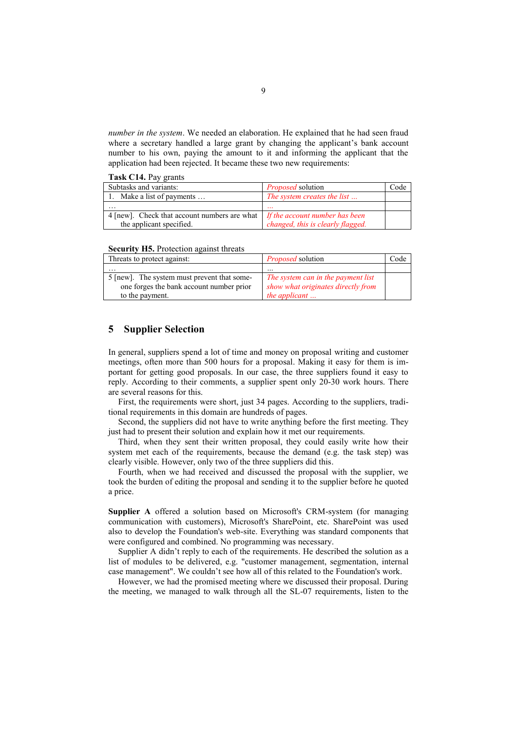*number in the system*. We needed an elaboration. He explained that he had seen fraud where a secretary handled a large grant by changing the applicant's bank account number to his own, paying the amount to it and informing the applicant that the application had been rejected. It became these two new requirements:

**Task C14.** Pay grants

| Subtasks and variants: | *Proposed* solution | Code |
|---|---|---|
| 1. Make a list of payments … | *The system creates the list …* | |
| … | *…* | |
| 4 [new]. Check that account numbers are what the applicant specified. | *If the account number has been changed, this is clearly flagged.* | |

**Security H5.** Protection against threats

| Threats to protect against: | *Proposed* solution | Code |
|---|---|---|
| … | … | |
| 5 [new]. The system must prevent that someone forges the bank account number prior to the payment. | *The system can in the payment list show what originates directly from the applicant …* | |

## 5 Supplier Selection

In general, suppliers spend a lot of time and money on proposal writing and customer meetings, often more than 500 hours for a proposal. Making it easy for them is important for getting good proposals. In our case, the three suppliers found it easy to reply. According to their comments, a supplier spent only 20-30 work hours. There are several reasons for this.

First, the requirements were short, just 34 pages. According to the suppliers, traditional requirements in this domain are hundreds of pages.

Second, the suppliers did not have to write anything before the first meeting. They just had to present their solution and explain how it met our requirements.

Third, when they sent their written proposal, they could easily write how their system met each of the requirements, because the demand (e.g. the task step) was clearly visible. However, only two of the three suppliers did this.

Fourth, when we had received and discussed the proposal with the supplier, we took the burden of editing the proposal and sending it to the supplier before he quoted a price.

**Supplier A** offered a solution based on Microsoft's CRM-system (for managing communication with customers), Microsoft's SharePoint, etc. SharePoint was used also to develop the Foundation's web-site. Everything was standard components that were configured and combined. No programming was necessary.

Supplier A didn't reply to each of the requirements. He described the solution as a list of modules to be delivered, e.g. "customer management, segmentation, internal case management". We couldn't see how all of this related to the Foundation's work.

However, we had the promised meeting where we discussed their proposal. During the meeting, we managed to walk through all the SL-07 requirements, listen to the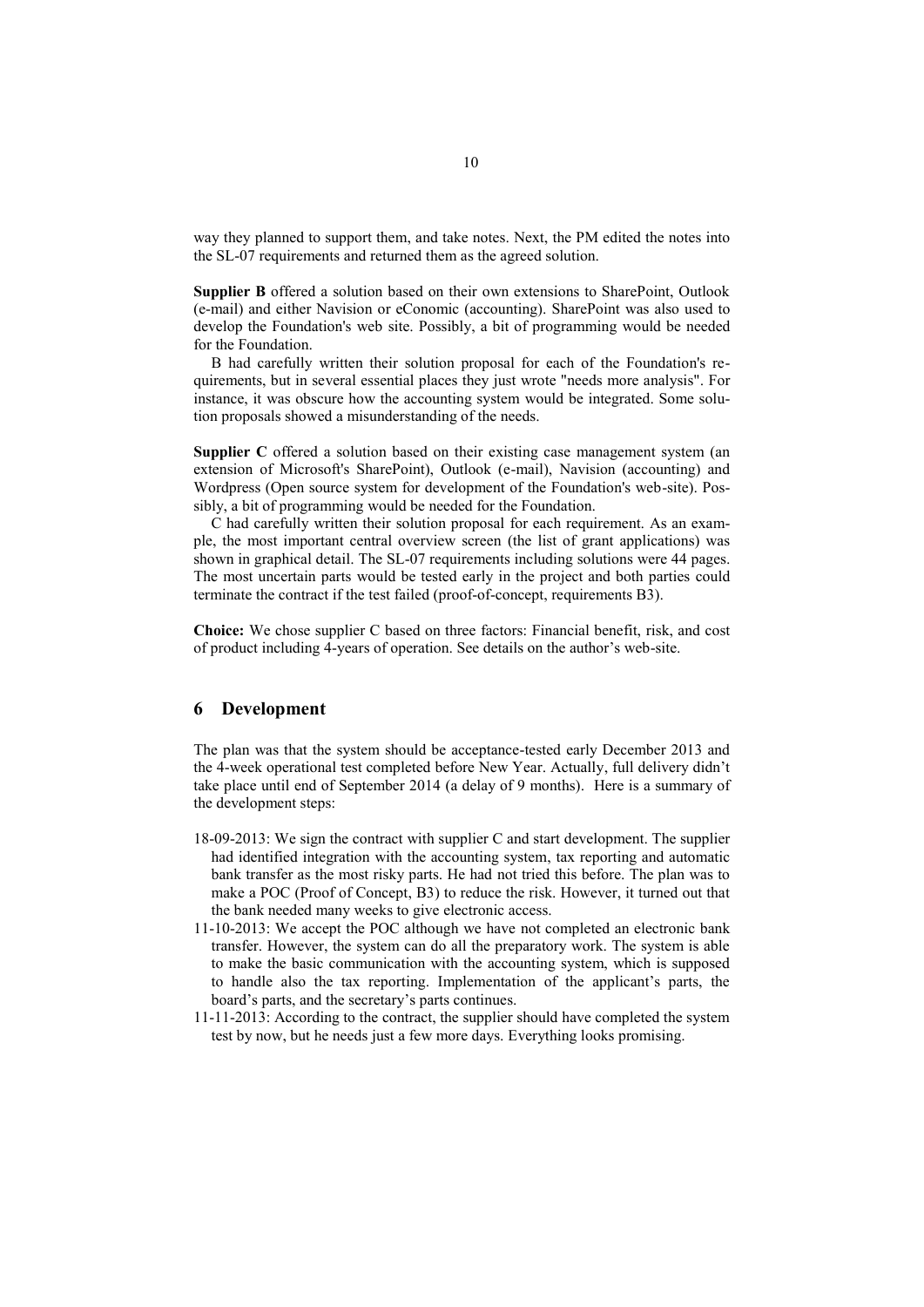way they planned to support them, and take notes. Next, the PM edited the notes into the SL-07 requirements and returned them as the agreed solution.

**Supplier B** offered a solution based on their own extensions to SharePoint, Outlook (e-mail) and either Navision or eConomic (accounting). SharePoint was also used to develop the Foundation's web site. Possibly, a bit of programming would be needed for the Foundation.

B had carefully written their solution proposal for each of the Foundation's requirements, but in several essential places they just wrote "needs more analysis". For instance, it was obscure how the accounting system would be integrated. Some solution proposals showed a misunderstanding of the needs.

**Supplier C** offered a solution based on their existing case management system (an extension of Microsoft's SharePoint), Outlook (e-mail), Navision (accounting) and Wordpress (Open source system for development of the Foundation's web-site). Possibly, a bit of programming would be needed for the Foundation.

C had carefully written their solution proposal for each requirement. As an example, the most important central overview screen (the list of grant applications) was shown in graphical detail. The SL-07 requirements including solutions were 44 pages. The most uncertain parts would be tested early in the project and both parties could terminate the contract if the test failed (proof-of-concept, requirements B3).

**Choice:** We chose supplier C based on three factors: Financial benefit, risk, and cost of product including 4-years of operation. See details on the author's web-site.

## 6 Development

The plan was that the system should be acceptance-tested early December 2013 and the 4-week operational test completed before New Year. Actually, full delivery didn't take place until end of September 2014 (a delay of 9 months). Here is a summary of the development steps:

- 18-09-2013: We sign the contract with supplier C and start development. The supplier had identified integration with the accounting system, tax reporting and automatic bank transfer as the most risky parts. He had not tried this before. The plan was to make a POC (Proof of Concept, B3) to reduce the risk. However, it turned out that the bank needed many weeks to give electronic access.
- 11-10-2013: We accept the POC although we have not completed an electronic bank transfer. However, the system can do all the preparatory work. The system is able to make the basic communication with the accounting system, which is supposed to handle also the tax reporting. Implementation of the applicant's parts, the board's parts, and the secretary's parts continues.
- 11-11-2013: According to the contract, the supplier should have completed the system test by now, but he needs just a few more days. Everything looks promising.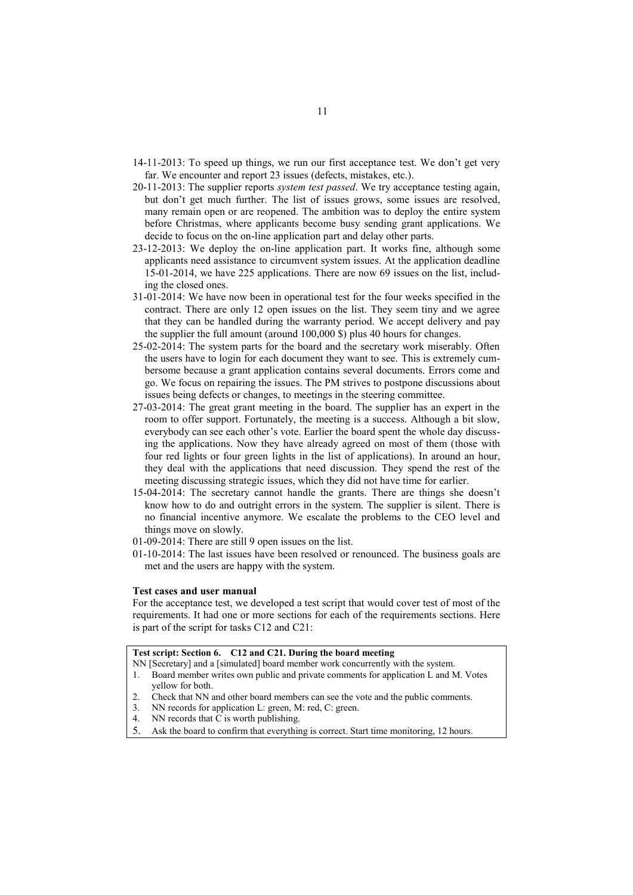- 14-11-2013: To speed up things, we run our first acceptance test. We don't get very far. We encounter and report 23 issues (defects, mistakes, etc.).
- 20-11-2013: The supplier reports *system test passed*. We try acceptance testing again, but don't get much further. The list of issues grows, some issues are resolved, many remain open or are reopened. The ambition was to deploy the entire system before Christmas, where applicants become busy sending grant applications. We decide to focus on the on-line application part and delay other parts.
- 23-12-2013: We deploy the on-line application part. It works fine, although some applicants need assistance to circumvent system issues. At the application deadline 15-01-2014, we have 225 applications. There are now 69 issues on the list, including the closed ones.
- 31-01-2014: We have now been in operational test for the four weeks specified in the contract. There are only 12 open issues on the list. They seem tiny and we agree that they can be handled during the warranty period. We accept delivery and pay the supplier the full amount (around 100,000 $) plus 40 hours for changes.
- 25-02-2014: The system parts for the board and the secretary work miserably. Often the users have to login for each document they want to see. This is extremely cumbersome because a grant application contains several documents. Errors come and go. We focus on repairing the issues. The PM strives to postpone discussions about issues being defects or changes, to meetings in the steering committee.
- 27-03-2014: The great grant meeting in the board. The supplier has an expert in the room to offer support. Fortunately, the meeting is a success. Although a bit slow, everybody can see each other's vote. Earlier the board spent the whole day discussing the applications. Now they have already agreed on most of them (those with four red lights or four green lights in the list of applications). In around an hour, they deal with the applications that need discussion. They spend the rest of the meeting discussing strategic issues, which they did not have time for earlier.
- 15-04-2014: The secretary cannot handle the grants. There are things she doesn't know how to do and outright errors in the system. The supplier is silent. There is no financial incentive anymore. We escalate the problems to the CEO level and things move on slowly.
- 01-09-2014: There are still 9 open issues on the list.
- 01-10-2014: The last issues have been resolved or renounced. The business goals are met and the users are happy with the system.

**Test cases and user manual**

For the acceptance test, we developed a test script that would cover test of most of the requirements. It had one or more sections for each of the requirements sections. Here is part of the script for tasks C12 and C21:

**Test script: Section 6. C12 and C21. During the board meeting**

NN [Secretary] and a [simulated] board member work concurrently with the system.

1. Board member writes own public and private comments for application L and M. Votes yellow for both.
2. Check that NN and other board members can see the vote and the public comments.
3. NN records for application L: green, M: red, C: green.
4. NN records that C is worth publishing.
5. Ask the board to confirm that everything is correct. Start time monitoring, 12 hours.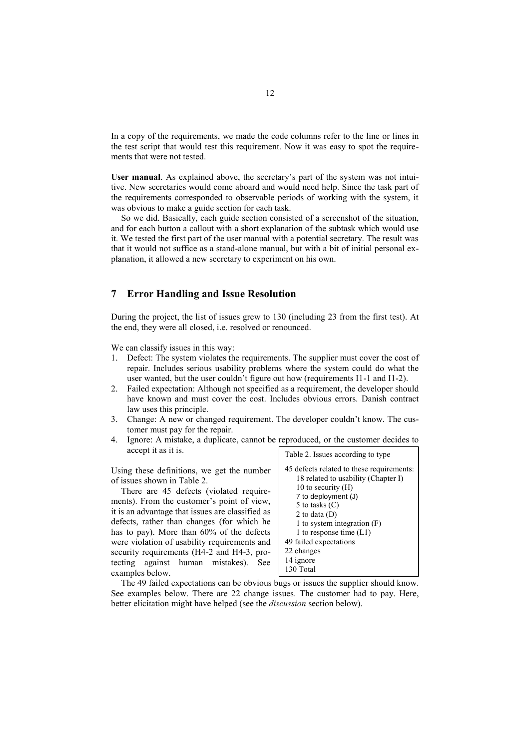In a copy of the requirements, we made the code columns refer to the line or lines in the test script that would test this requirement. Now it was easy to spot the requirements that were not tested.

**User manual**. As explained above, the secretary's part of the system was not intuitive. New secretaries would come aboard and would need help. Since the task part of the requirements corresponded to observable periods of working with the system, it was obvious to make a guide section for each task.

So we did. Basically, each guide section consisted of a screenshot of the situation, and for each button a callout with a short explanation of the subtask which would use it. We tested the first part of the user manual with a potential secretary. The result was that it would not suffice as a stand-alone manual, but with a bit of initial personal explanation, it allowed a new secretary to experiment on his own.

## 7 Error Handling and Issue Resolution

During the project, the list of issues grew to 130 (including 23 from the first test). At the end, they were all closed, i.e. resolved or renounced.

We can classify issues in this way:

1. Defect: The system violates the requirements. The supplier must cover the cost of repair. Includes serious usability problems where the system could do what the user wanted, but the user couldn't figure out how (requirements I1-1 and I1-2).
2. Failed expectation: Although not specified as a requirement, the developer should have known and must cover the cost. Includes obvious errors. Danish contract law uses this principle.
3. Change: A new or changed requirement. The developer couldn't know. The customer must pay for the repair.
4. Ignore: A mistake, a duplicate, cannot be reproduced, or the customer decides to accept it as it is.

Table 2. Issues according to type

| |
|---|
| 45 defects related to these requirements: |
| 18 related to usability (Chapter I) |
| 10 to security (H) |
| 7 to deployment (J) |
| 5 to tasks (C) |
| 2 to data (D) |
| 1 to system integration (F) |
| 1 to response time (L1) |
| 49 failed expectations |
| 22 changes |
| 14 ignore |
| 130 Total |

Using these definitions, we get the number of issues shown in Table 2.

There are 45 defects (violated requirements). From the customer's point of view, it is an advantage that issues are classified as defects, rather than changes (for which he has to pay). More than 60% of the defects were violation of usability requirements and security requirements (H4-2 and H4-3, protecting against human mistakes). See examples below.

The 49 failed expectations can be obvious bugs or issues the supplier should know. See examples below. There are 22 change issues. The customer had to pay. Here, better elicitation might have helped (see the *discussion* section below).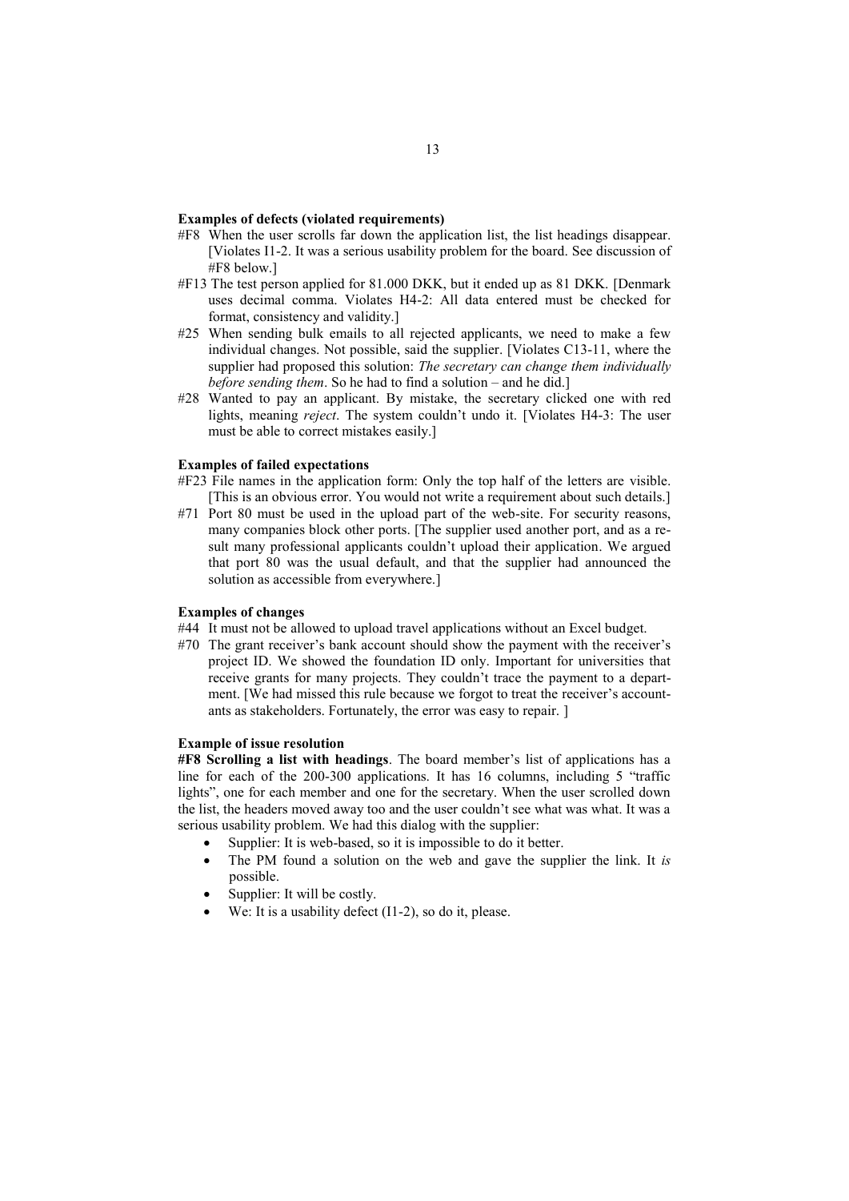**Examples of defects (violated requirements)**

#F8 When the user scrolls far down the application list, the list headings disappear. [Violates I1-2. It was a serious usability problem for the board. See discussion of #F8 below.]

#F13 The test person applied for 81.000 DKK, but it ended up as 81 DKK. [Denmark uses decimal comma. Violates H4-2: All data entered must be checked for format, consistency and validity.]

#25 When sending bulk emails to all rejected applicants, we need to make a few individual changes. Not possible, said the supplier. [Violates C13-11, where the supplier had proposed this solution: *The secretary can change them individually before sending them*. So he had to find a solution – and he did.]

#28 Wanted to pay an applicant. By mistake, the secretary clicked one with red lights, meaning *reject*. The system couldn't undo it. [Violates H4-3: The user must be able to correct mistakes easily.]

**Examples of failed expectations**

#F23 File names in the application form: Only the top half of the letters are visible. [This is an obvious error. You would not write a requirement about such details.]

#71 Port 80 must be used in the upload part of the web-site. For security reasons, many companies block other ports. [The supplier used another port, and as a result many professional applicants couldn't upload their application. We argued that port 80 was the usual default, and that the supplier had announced the solution as accessible from everywhere.]

**Examples of changes**

#44 It must not be allowed to upload travel applications without an Excel budget.

#70 The grant receiver's bank account should show the payment with the receiver's project ID. We showed the foundation ID only. Important for universities that receive grants for many projects. They couldn't trace the payment to a department. [We had missed this rule because we forgot to treat the receiver's accountants as stakeholders. Fortunately, the error was easy to repair. ]

**Example of issue resolution**

**#F8 Scrolling a list with headings**. The board member's list of applications has a line for each of the 200-300 applications. It has 16 columns, including 5 "traffic lights", one for each member and one for the secretary. When the user scrolled down the list, the headers moved away too and the user couldn't see what was what. It was a serious usability problem. We had this dialog with the supplier:

- Supplier: It is web-based, so it is impossible to do it better.
- The PM found a solution on the web and gave the supplier the link. It *is* possible.
- Supplier: It will be costly.
- We: It is a usability defect (I1-2), so do it, please.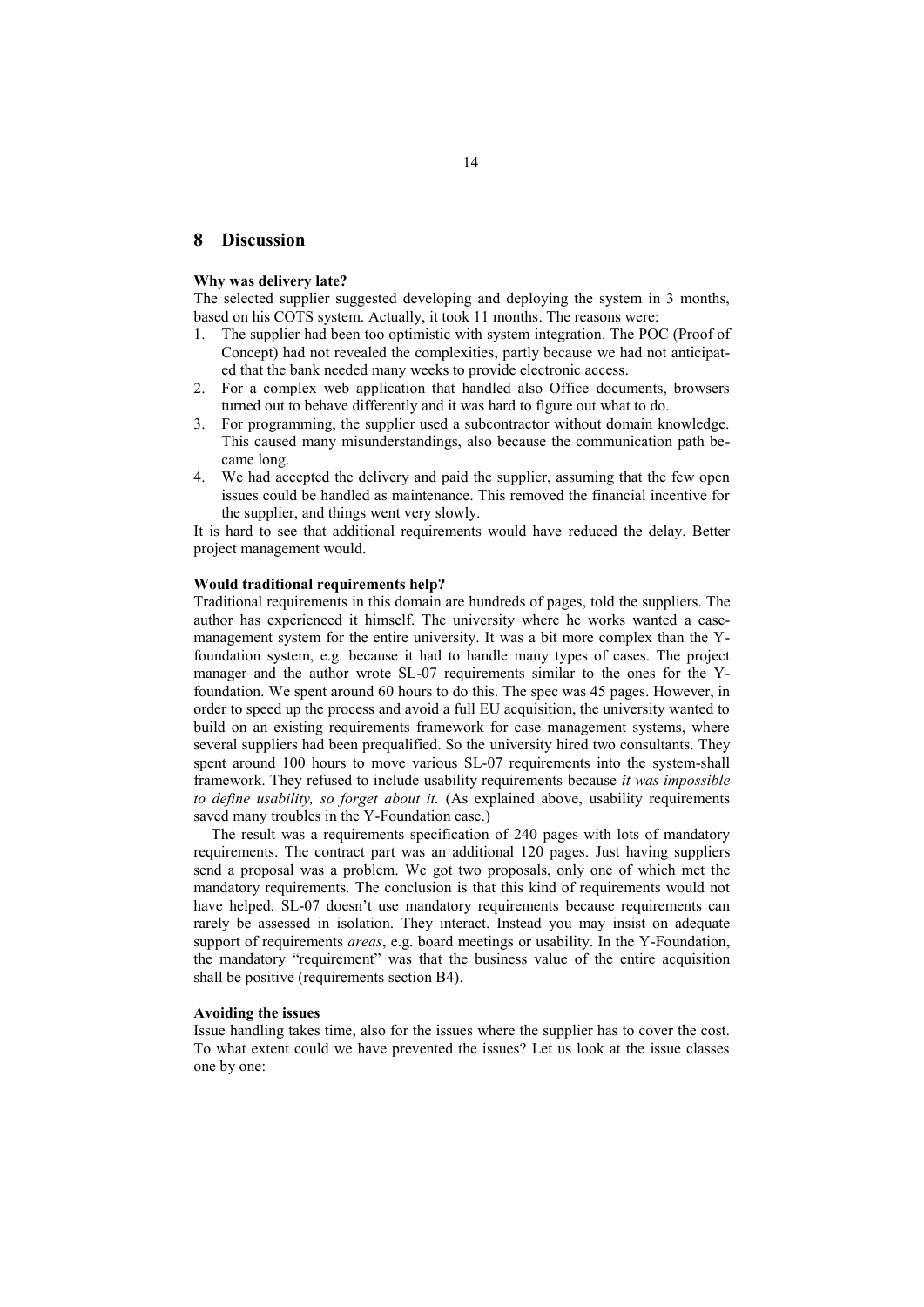## 8 Discussion

**Why was delivery late?**

The selected supplier suggested developing and deploying the system in 3 months, based on his COTS system. Actually, it took 11 months. The reasons were:

1. The supplier had been too optimistic with system integration. The POC (Proof of Concept) had not revealed the complexities, partly because we had not anticipated that the bank needed many weeks to provide electronic access.
2. For a complex web application that handled also Office documents, browsers turned out to behave differently and it was hard to figure out what to do.
3. For programming, the supplier used a subcontractor without domain knowledge. This caused many misunderstandings, also because the communication path became long.
4. We had accepted the delivery and paid the supplier, assuming that the few open issues could be handled as maintenance. This removed the financial incentive for the supplier, and things went very slowly.

It is hard to see that additional requirements would have reduced the delay. Better project management would.

**Would traditional requirements help?**

Traditional requirements in this domain are hundreds of pages, told the suppliers. The author has experienced it himself. The university where he works wanted a case-management system for the entire university. It was a bit more complex than the Y-foundation system, e.g. because it had to handle many types of cases. The project manager and the author wrote SL-07 requirements similar to the ones for the Y-foundation. We spent around 60 hours to do this. The spec was 45 pages. However, in order to speed up the process and avoid a full EU acquisition, the university wanted to build on an existing requirements framework for case management systems, where several suppliers had been prequalified. So the university hired two consultants. They spent around 100 hours to move various SL-07 requirements into the system-shall framework. They refused to include usability requirements because *it was impossible to define usability, so forget about it.* (As explained above, usability requirements saved many troubles in the Y-Foundation case.)

The result was a requirements specification of 240 pages with lots of mandatory requirements. The contract part was an additional 120 pages. Just having suppliers send a proposal was a problem. We got two proposals, only one of which met the mandatory requirements. The conclusion is that this kind of requirements would not have helped. SL-07 doesn't use mandatory requirements because requirements can rarely be assessed in isolation. They interact. Instead you may insist on adequate support of requirements *areas*, e.g. board meetings or usability. In the Y-Foundation, the mandatory "requirement" was that the business value of the entire acquisition shall be positive (requirements section B4).

**Avoiding the issues**

Issue handling takes time, also for the issues where the supplier has to cover the cost. To what extent could we have prevented the issues? Let us look at the issue classes one by one: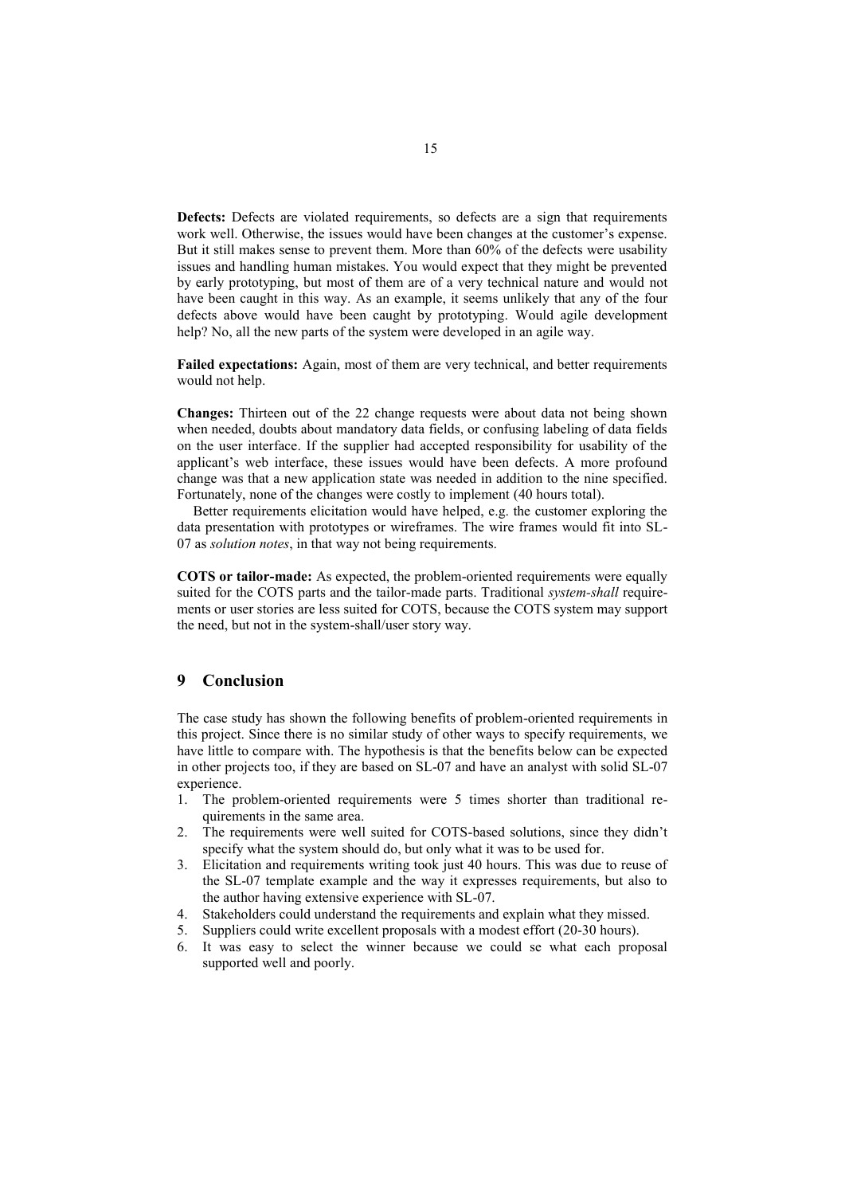**Defects:** Defects are violated requirements, so defects are a sign that requirements work well. Otherwise, the issues would have been changes at the customer's expense. But it still makes sense to prevent them. More than 60% of the defects were usability issues and handling human mistakes. You would expect that they might be prevented by early prototyping, but most of them are of a very technical nature and would not have been caught in this way. As an example, it seems unlikely that any of the four defects above would have been caught by prototyping. Would agile development help? No, all the new parts of the system were developed in an agile way.

**Failed expectations:** Again, most of them are very technical, and better requirements would not help.

**Changes:** Thirteen out of the 22 change requests were about data not being shown when needed, doubts about mandatory data fields, or confusing labeling of data fields on the user interface. If the supplier had accepted responsibility for usability of the applicant's web interface, these issues would have been defects. A more profound change was that a new application state was needed in addition to the nine specified. Fortunately, none of the changes were costly to implement (40 hours total).

Better requirements elicitation would have helped, e.g. the customer exploring the data presentation with prototypes or wireframes. The wire frames would fit into SL-07 as *solution notes*, in that way not being requirements.

**COTS or tailor-made:** As expected, the problem-oriented requirements were equally suited for the COTS parts and the tailor-made parts. Traditional *system-shall* requirements or user stories are less suited for COTS, because the COTS system may support the need, but not in the system-shall/user story way.

## 9 Conclusion

The case study has shown the following benefits of problem-oriented requirements in this project. Since there is no similar study of other ways to specify requirements, we have little to compare with. The hypothesis is that the benefits below can be expected in other projects too, if they are based on SL-07 and have an analyst with solid SL-07 experience.

1. The problem-oriented requirements were 5 times shorter than traditional requirements in the same area.
2. The requirements were well suited for COTS-based solutions, since they didn't specify what the system should do, but only what it was to be used for.
3. Elicitation and requirements writing took just 40 hours. This was due to reuse of the SL-07 template example and the way it expresses requirements, but also to the author having extensive experience with SL-07.
4. Stakeholders could understand the requirements and explain what they missed.
5. Suppliers could write excellent proposals with a modest effort (20-30 hours).
6. It was easy to select the winner because we could se what each proposal supported well and poorly.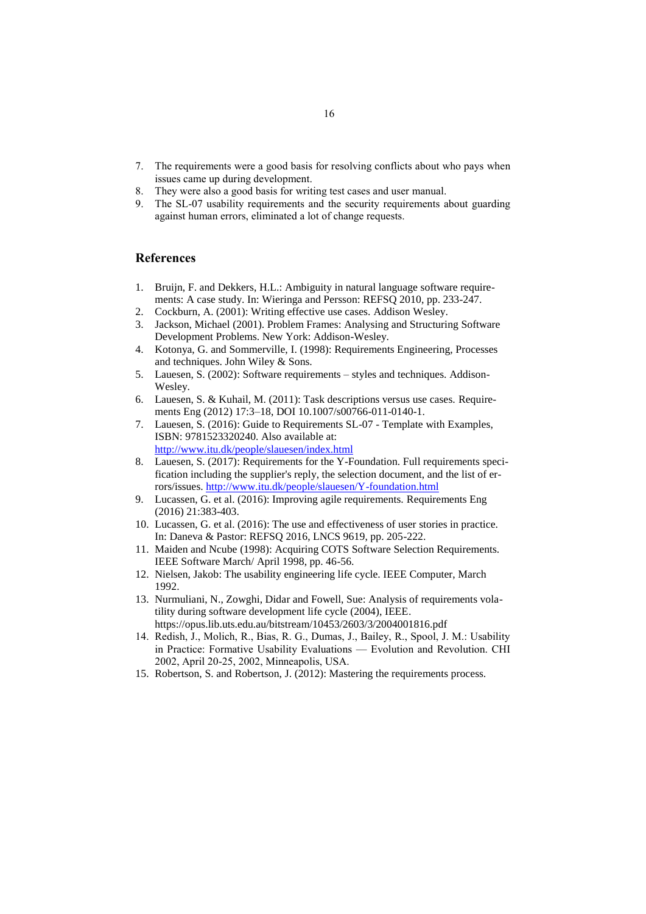7. The requirements were a good basis for resolving conflicts about who pays when issues came up during development.
8. They were also a good basis for writing test cases and user manual.
9. The SL-07 usability requirements and the security requirements about guarding against human errors, eliminated a lot of change requests.

## References

1. Bruijn, F. and Dekkers, H.L.: Ambiguity in natural language software requirements: A case study. In: Wieringa and Persson: REFSQ 2010, pp. 233-247.
2. Cockburn, A. (2001): Writing effective use cases. Addison Wesley.
3. Jackson, Michael (2001). Problem Frames: Analysing and Structuring Software Development Problems. New York: Addison-Wesley.
4. Kotonya, G. and Sommerville, I. (1998): Requirements Engineering, Processes and techniques. John Wiley & Sons.
5. Lauesen, S. (2002): Software requirements – styles and techniques. Addison-Wesley.
6. Lauesen, S. & Kuhail, M. (2011): Task descriptions versus use cases. Requirements Eng (2012) 17:3–18, DOI 10.1007/s00766-011-0140-1.
7. Lauesen, S. (2016): Guide to Requirements SL-07 - Template with Examples, ISBN: 9781523320240. Also available at: http://www.itu.dk/people/slauesen/index.html
8. Lauesen, S. (2017): Requirements for the Y-Foundation. Full requirements specification including the supplier's reply, the selection document, and the list of errors/issues. http://www.itu.dk/people/slauesen/Y-foundation.html
9. Lucassen, G. et al. (2016): Improving agile requirements. Requirements Eng (2016) 21:383-403.
10. Lucassen, G. et al. (2016): The use and effectiveness of user stories in practice. In: Daneva & Pastor: REFSQ 2016, LNCS 9619, pp. 205-222.
11. Maiden and Ncube (1998): Acquiring COTS Software Selection Requirements. IEEE Software March/ April 1998, pp. 46-56.
12. Nielsen, Jakob: The usability engineering life cycle. IEEE Computer, March 1992.
13. Nurmuliani, N., Zowghi, Didar and Fowell, Sue: Analysis of requirements volatility during software development life cycle (2004), IEEE. https://opus.lib.uts.edu.au/bitstream/10453/2603/3/2004001816.pdf
14. Redish, J., Molich, R., Bias, R. G., Dumas, J., Bailey, R., Spool, J. M.: Usability in Practice: Formative Usability Evaluations — Evolution and Revolution. CHI 2002, April 20-25, 2002, Minneapolis, USA.
15. Robertson, S. and Robertson, J. (2012): Mastering the requirements process.